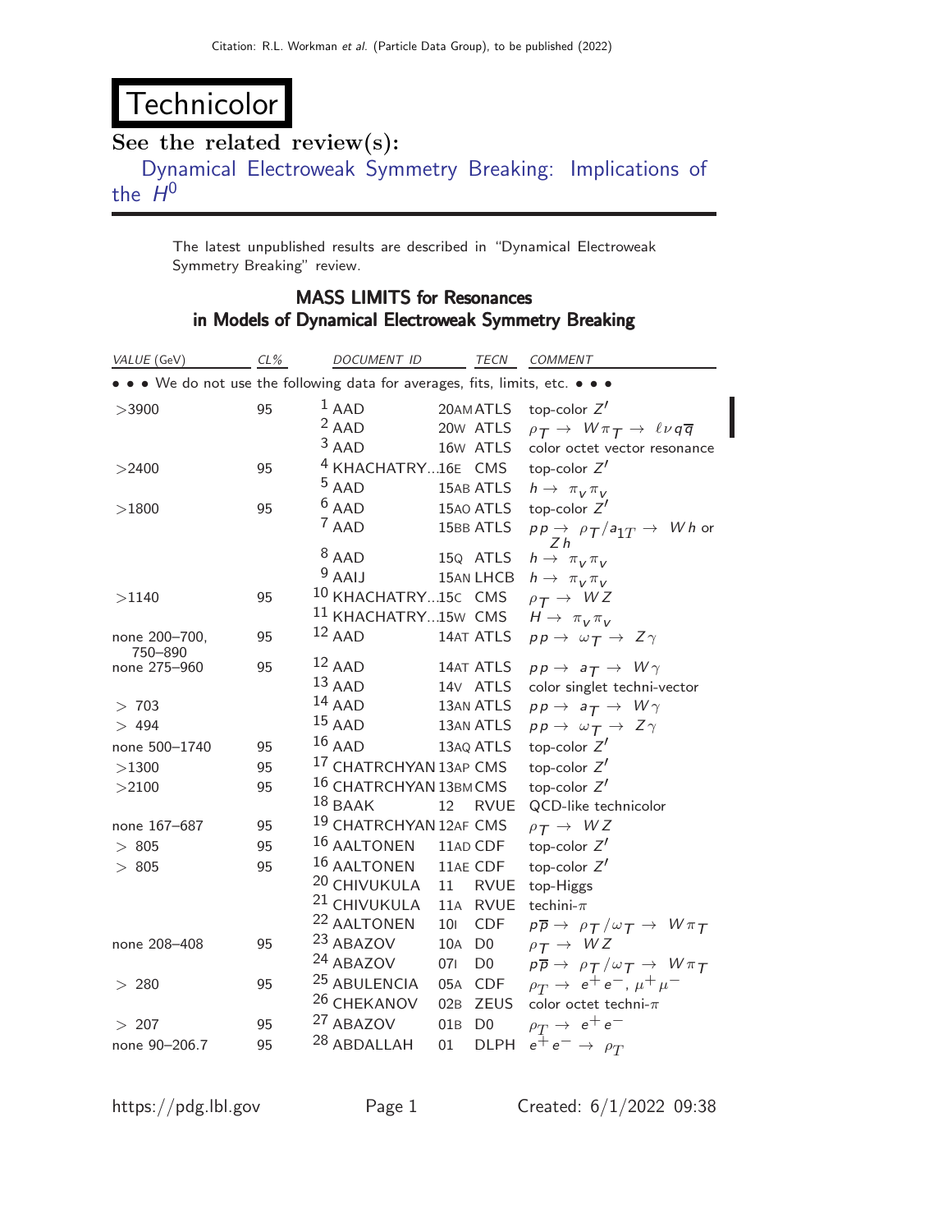# Technicolor

## See the related review(s):

Dynamical Electroweak Symmetry Breaking: Implications of the $H^0$

The latest unpublished results are described in "Dynamical Electroweak Symmetry Breaking" review.

### MASS LIMITS for Resonances in Models of Dynamical Electroweak Symmetry Breaking

| VALUE (GeV) | CL% | DOCUMENT ID | | TECN | COMMENT |
|---|---|---|---|---|---|
| • • • We do not use the following data for averages, fits, limits, etc. • • • | | | | | |
| >3900 | 95 | [1] AAD | 20AM | ATLS | top-color $Z'$ |
| | | [2] AAD | 20W | ATLS | $\rho_T \rightarrow W\pi_T \rightarrow \ell\nu q\overline{q}$ |
| | | [3] AAD | 16W | ATLS | color octet vector resonance |
| >2400 | 95 | [4] KHACHATRY... | 16E | CMS | top-color $Z'$ |
| | | [5] AAD | 15AB | ATLS | $h \rightarrow \pi_V \pi_V$ |
| >1800 | 95 | [6] AAD | 15AO | ATLS | top-color $Z'$ |
| | | [7] AAD | 15BB | ATLS | $pp \rightarrow \rho_T/a_{1T} \rightarrow Wh$ or $Zh$ |
| | | [8] AAD | 15Q | ATLS | $h \rightarrow \pi_V \pi_V$ |
| | | [9] AAIJ | 15AN | LHCB | $h \rightarrow \pi_V \pi_V$ |
| >1140 | 95 | [10] KHACHATRY... | 15C | CMS | $\rho_T \rightarrow WZ$ |
| | | [11] KHACHATRY... | 15W | CMS | $H \rightarrow \pi_V \pi_V$ |
| none 200–700, 750–890 | 95 | [12] AAD | 14AT | ATLS | $pp \rightarrow \omega_T \rightarrow Z\gamma$ |
| none 275–960 | 95 | [12] AAD | 14AT | ATLS | $pp \rightarrow a_T \rightarrow W\gamma$ |
| | | [13] AAD | 14V | ATLS | color singlet techni-vector |
| > 703 | | [14] AAD | 13AN | ATLS | $pp \rightarrow a_T \rightarrow W\gamma$ |
| > 494 | | [15] AAD | 13AN | ATLS | $pp \rightarrow \omega_T \rightarrow Z\gamma$ |
| none 500–1740 | 95 | [16] AAD | 13AQ | ATLS | top-color $Z'$ |
| >1300 | 95 | [17] CHATRCHYAN | 13AP | CMS | top-color $Z'$ |
| >2100 | 95 | [16] CHATRCHYAN | 13BM | CMS | top-color $Z'$ |
| | | [18] BAAK | 12 | RVUE | QCD-like technicolor |
| none 167–687 | 95 | [19] CHATRCHYAN | 12AF | CMS | $\rho_T \rightarrow WZ$ |
| > 805 | 95 | [16] AALTONEN | 11AD | CDF | top-color $Z'$ |
| > 805 | 95 | [16] AALTONEN | 11AE | CDF | top-color $Z'$ |
| | | [20] CHIVUKULA | 11 | RVUE | top-Higgs |
| | | [21] CHIVUKULA | 11A | RVUE | techini-$\pi$ |
| | | [22] AALTONEN | 10I | CDF | $p\overline{p} \rightarrow \rho_T/\omega_T \rightarrow W\pi_T$ |
| none 208–408 | 95 | [23] ABAZOV | 10A | D0 | $\rho_T \rightarrow WZ$ |
| | | [24] ABAZOV | 07I | D0 | $p\overline{p} \rightarrow \rho_T/\omega_T \rightarrow W\pi_T$ |
| > 280 | 95 | [25] ABULENCIA | 05A | CDF | $\rho_T \rightarrow e^+e^-, \mu^+\mu^-$ |
| | | [26] CHEKANOV | 02B | ZEUS | color octet techni-$\pi$ |
| > 207 | 95 | [27] ABAZOV | 01B | D0 | $\rho_T \rightarrow e^+e^-$ |
| none 90–206.7 | 95 | [28] ABDALLAH | 01 | DLPH | $e^+e^- \rightarrow \rho_T$ |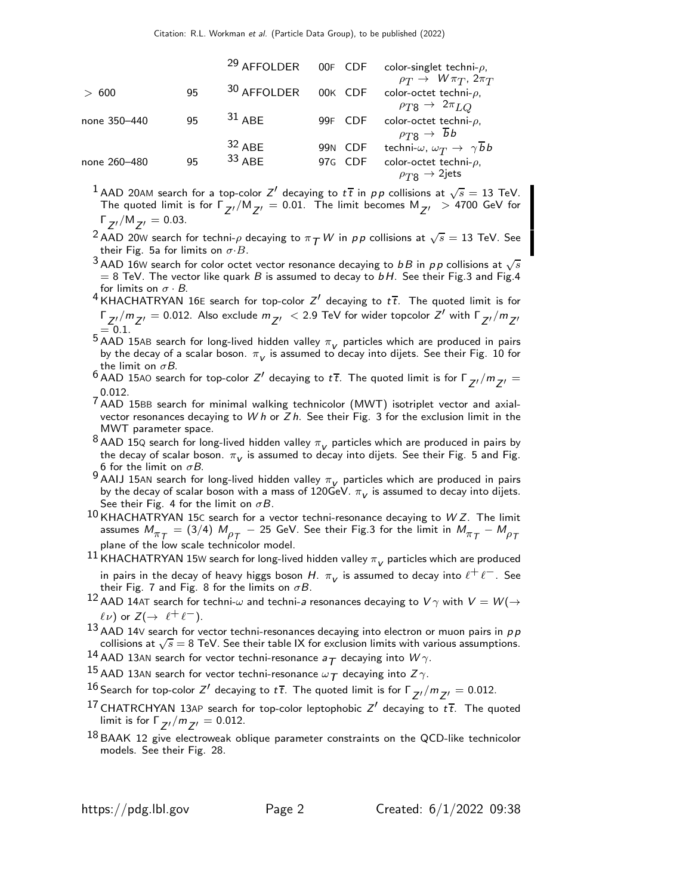| | | | | | |
|---|---|---|---|---|---|
| | | [29] AFFOLDER | 00F | CDF | color-singlet techni-$\rho$, $\rho_T \rightarrow W\pi_T$, $2\pi_T$ |
| > 600 | 95 | [30] AFFOLDER | 00K | CDF | color-octet techni-$\rho$, $\rho_{T8} \rightarrow 2\pi_{LQ}$ |
| none 350–440 | 95 | [31] ABE | 99F | CDF | color-octet techni-$\rho$, $\rho_{T8} \rightarrow \overline{b}b$ |
| | | [32] ABE | 99N | CDF | techni-$\omega$, $\omega_T \rightarrow \gamma\overline{b}b$ |
| none 260–480 | 95 | [33] ABE | 97G | CDF | color-octet techni-$\rho$, $\rho_{T8} \rightarrow$ 2jets |

[1] AAD 20AM search for a top-color $Z'$ decaying to $t\overline{t}$ in $pp$ collisions at $\sqrt{s}$ = 13 TeV. The quoted limit is for $\Gamma_{Z'}/M_{Z'}$ = 0.01. The limit becomes $M_{Z'}$ > 4700 GeV for $\Gamma_{Z'}/M_{Z'}$ = 0.03.

[2] AAD 20W search for techni-$\rho$ decaying to $\pi_T W$ in $pp$ collisions at $\sqrt{s}$ = 13 TeV. See their Fig. 5a for limits on $\sigma \cdot B$.

[3] AAD 16W search for color octet vector resonance decaying to $bB$ in $pp$ collisions at $\sqrt{s}$ = 8 TeV. The vector like quark $B$ is assumed to decay to $bH$. See their Fig.3 and Fig.4 for limits on $\sigma \cdot B$.

[4] KHACHATRYAN 16E search for top-color $Z'$ decaying to $t\overline{t}$. The quoted limit is for $\Gamma_{Z'}/m_{Z'}$ = 0.012. Also exclude $m_{Z'}$ < 2.9 TeV for wider topcolor $Z'$ with $\Gamma_{Z'}/m_{Z'}$ = 0.1.

[5] AAD 15AB search for long-lived hidden valley $\pi_v$ particles which are produced in pairs by the decay of a scalar boson. $\pi_v$ is assumed to decay into dijets. See their Fig. 10 for the limit on $\sigma B$.

[6] AAD 15AO search for top-color $Z'$ decaying to $t\overline{t}$. The quoted limit is for $\Gamma_{Z'}/m_{Z'}$ = 0.012.

[7] AAD 15BB search for minimal walking technicolor (MWT) isotriplet vector and axial-vector resonances decaying to $Wh$ or $Zh$. See their Fig. 3 for the exclusion limit in the MWT parameter space.

[8] AAD 15Q search for long-lived hidden valley $\pi_v$ particles which are produced in pairs by the decay of scalar boson. $\pi_v$ is assumed to decay into dijets. See their Fig. 5 and Fig. 6 for the limit on $\sigma B$.

[9] AAIJ 15AN search for long-lived hidden valley $\pi_v$ particles which are produced in pairs by the decay of scalar boson with a mass of 120GeV. $\pi_v$ is assumed to decay into dijets. See their Fig. 4 for the limit on $\sigma B$.

[10] KHACHATRYAN 15C search for a vector techni-resonance decaying to $WZ$. The limit assumes $M_{\pi_T} = (3/4)\ M_{\rho_T} - 25$ GeV. See their Fig.3 for the limit in $M_{\pi_T} - M_{\rho_T}$ plane of the low scale technicolor model.

[11] KHACHATRYAN 15W search for long-lived hidden valley $\pi_v$ particles which are produced in pairs in the decay of heavy higgs boson $H$. $\pi_v$ is assumed to decay into $\ell^+\ell^-$. See their Fig. 7 and Fig. 8 for the limits on $\sigma B$.

[12] AAD 14AT search for techni-$\omega$ and techni-$a$ resonances decaying to $V\gamma$ with $V = W(\rightarrow \ell\nu)$ or $Z(\rightarrow \ell^+\ell^-)$.

[13] AAD 14V search for vector techni-resonances decaying into electron or muon pairs in $pp$ collisions at $\sqrt{s}$ = 8 TeV. See their table IX for exclusion limits with various assumptions.

[14] AAD 13AN search for vector techni-resonance $a_T$ decaying into $W\gamma$.

[15] AAD 13AN search for vector techni-resonance $\omega_T$ decaying into $Z\gamma$.

[16] Search for top-color $Z'$ decaying to $t\overline{t}$. The quoted limit is for $\Gamma_{Z'}/m_{Z'}$ = 0.012.

[17] CHATRCHYAN 13AP search for top-color leptophobic $Z'$ decaying to $t\overline{t}$. The quoted limit is for $\Gamma_{Z'}/m_{Z'}$ = 0.012.

[18] BAAK 12 give electroweak oblique parameter constraints on the QCD-like technicolor models. See their Fig. 28.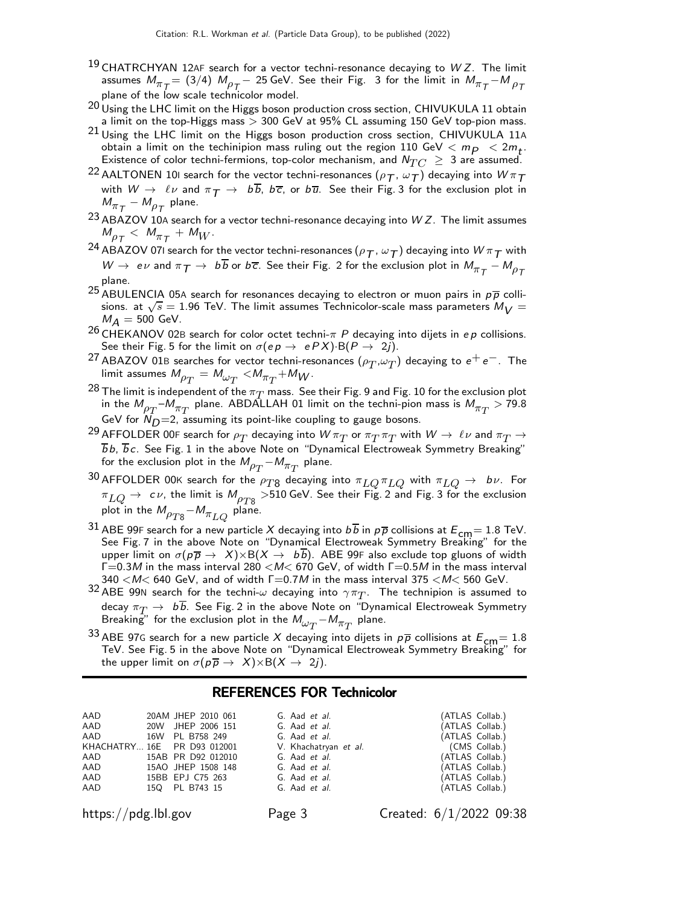[19] CHATRCHYAN 12AF search for a vector techni-resonance decaying to $WZ$. The limit assumes $M_{\pi_T} = (3/4)\, M_{\rho_T} - 25$ GeV. See their Fig. 3 for the limit in $M_{\pi_T} - M_{\rho_T}$ plane of the low scale technicolor model.

[20] Using the LHC limit on the Higgs boson production cross section, CHIVUKULA 11 obtain a limit on the top-Higgs mass $> 300$ GeV at 95% CL assuming 150 GeV top-pion mass.

[21] Using the LHC limit on the Higgs boson production cross section, CHIVUKULA 11A obtain a limit on the techinipion mass ruling out the region 110 GeV $< m_P < 2m_t$. Existence of color techni-fermions, top-color mechanism, and $N_{TC} \geq 3$ are assumed.

[22] AALTONEN 10I search for the vector techni-resonances ($\rho_T$, $\omega_T$) decaying into $W\pi_T$ with $W \rightarrow \ell\nu$ and $\pi_T \rightarrow b\overline{b}$, $b\overline{c}$, or $b\overline{u}$. See their Fig. 3 for the exclusion plot in $M_{\pi_T} - M_{\rho_T}$ plane.

[23] ABAZOV 10A search for a vector techni-resonance decaying into $WZ$. The limit assumes $M_{\rho_T} < M_{\pi_T} + M_W$.

[24] ABAZOV 07I search for the vector techni-resonances ($\rho_T$, $\omega_T$) decaying into $W\pi_T$ with $W \rightarrow e\nu$ and $\pi_T \rightarrow b\overline{b}$ or $b\overline{c}$. See their Fig. 2 for the exclusion plot in $M_{\pi_T} - M_{\rho_T}$ plane.

[25] ABULENCIA 05A search for resonances decaying to electron or muon pairs in $p\overline{p}$ collisions. at $\sqrt{s} = 1.96$ TeV. The limit assumes Technicolor-scale mass parameters $M_V = M_A = 500$ GeV.

[26] CHEKANOV 02B search for color octet techni-$\pi$ $P$ decaying into dijets in $ep$ collisions. See their Fig. 5 for the limit on $\sigma(ep \rightarrow ePX) \cdot B(P \rightarrow 2j)$.

[27] ABAZOV 01B searches for vector techni-resonances ($\rho_T$,$\omega_T$) decaying to $e^+e^-$. The limit assumes $M_{\rho_T} = M_{\omega_T} < M_{\pi_T} + M_W$.

[28] The limit is independent of the $\pi_T$ mass. See their Fig. 9 and Fig. 10 for the exclusion plot in the $M_{\rho_T}$–$M_{\pi_T}$ plane. ABDALLAH 01 limit on the techni-pion mass is $M_{\pi_T} > 79.8$ GeV for $N_D$=2, assuming its point-like coupling to gauge bosons.

[29] AFFOLDER 00F search for $\rho_T$ decaying into $W\pi_T$ or $\pi_T\pi_T$ with $W \rightarrow \ell\nu$ and $\pi_T \rightarrow \overline{b}b$, $\overline{b}c$. See Fig. 1 in the above Note on "Dynamical Electroweak Symmetry Breaking" for the exclusion plot in the $M_{\rho_T}$–$M_{\pi_T}$ plane.

[30] AFFOLDER 00K search for the $\rho_{T8}$ decaying into $\pi_{LQ}\pi_{LQ}$ with $\pi_{LQ} \rightarrow b\nu$. For $\pi_{LQ} \rightarrow c\nu$, the limit is $M_{\rho_{T8}} > 510$ GeV. See their Fig. 2 and Fig. 3 for the exclusion plot in the $M_{\rho_{T8}}$–$M_{\pi_{LQ}}$ plane.

[31] ABE 99F search for a new particle $X$ decaying into $b\overline{b}$ in $p\overline{p}$ collisions at $E_{\rm cm} = 1.8$ TeV. See Fig. 7 in the above Note on "Dynamical Electroweak Symmetry Breaking" for the upper limit on $\sigma(p\overline{p} \rightarrow X) \times B(X \rightarrow b\overline{b})$. ABE 99F also exclude top gluons of width $\Gamma$=0.3$M$ in the mass interval 280 $< M <$ 670 GeV, of width $\Gamma$=0.5$M$ in the mass interval 340 $< M <$ 640 GeV, and of width $\Gamma$=0.7$M$ in the mass interval 375 $< M <$ 560 GeV.

[32] ABE 99N search for the techni-$\omega$ decaying into $\gamma\pi_T$. The technipion is assumed to decay $\pi_T \rightarrow b\overline{b}$. See Fig. 2 in the above Note on "Dynamical Electroweak Symmetry Breaking" for the exclusion plot in the $M_{\omega_T}$–$M_{\pi_T}$ plane.

[33] ABE 97G search for a new particle $X$ decaying into dijets in $p\overline{p}$ collisions at $E_{\rm cm} = 1.8$ TeV. See Fig. 5 in the above Note on "Dynamical Electroweak Symmetry Breaking" for the upper limit on $\sigma(p\overline{p} \rightarrow X) \times B(X \rightarrow 2j)$.

## REFERENCES FOR Technicolor

| | | | | |
|---|---|---|---|---|
| AAD | 20AM | JHEP 2010 061 | G. Aad *et al.* | (ATLAS Collab.) |
| AAD | 20W | JHEP 2006 151 | G. Aad *et al.* | (ATLAS Collab.) |
| AAD | 16W | PL B758 249 | G. Aad *et al.* | (ATLAS Collab.) |
| KHACHATRY... | 16E | PR D93 012001 | V. Khachatryan *et al.* | (CMS Collab.) |
| AAD | 15AB | PR D92 012010 | G. Aad *et al.* | (ATLAS Collab.) |
| AAD | 15AO | JHEP 1508 148 | G. Aad *et al.* | (ATLAS Collab.) |
| AAD | 15BB | EPJ C75 263 | G. Aad *et al.* | (ATLAS Collab.) |
| AAD | 15Q | PL B743 15 | G. Aad *et al.* | (ATLAS Collab.) |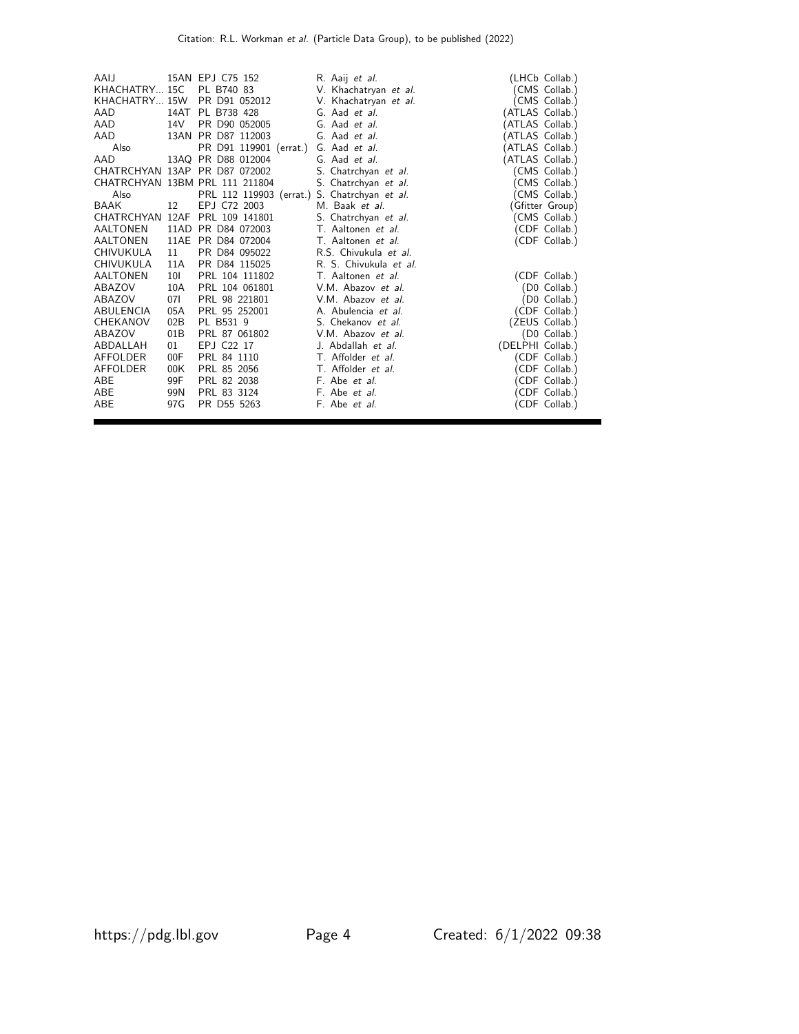| | | | | |
|---|---|---|---|---|
| AAIJ | 15AN | EPJ C75 152 | R. Aaij *et al.* | (LHCb Collab.) |
| KHACHATRY... | 15C | PL B740 83 | V. Khachatryan *et al.* | (CMS Collab.) |
| KHACHATRY... | 15W | PR D91 052012 | V. Khachatryan *et al.* | (CMS Collab.) |
| AAD | 14AT | PL B738 428 | G. Aad *et al.* | (ATLAS Collab.) |
| AAD | 14V | PR D90 052005 | G. Aad *et al.* | (ATLAS Collab.) |
| AAD | 13AN | PR D87 112003 | G. Aad *et al.* | (ATLAS Collab.) |
| Also | | PR D91 119901 (errat.) | G. Aad *et al.* | (ATLAS Collab.) |
| AAD | 13AQ | PR D88 012004 | G. Aad *et al.* | (ATLAS Collab.) |
| CHATRCHYAN | 13AP | PR D87 072002 | S. Chatrchyan *et al.* | (CMS Collab.) |
| CHATRCHYAN | 13BM | PRL 111 211804 | S. Chatrchyan *et al.* | (CMS Collab.) |
| Also | | PRL 112 119903 (errat.) | S. Chatrchyan *et al.* | (CMS Collab.) |
| BAAK | 12 | EPJ C72 2003 | M. Baak *et al.* | (Gfitter Group) |
| CHATRCHYAN | 12AF | PRL 109 141801 | S. Chatrchyan *et al.* | (CMS Collab.) |
| AALTONEN | 11AD | PR D84 072003 | T. Aaltonen *et al.* | (CDF Collab.) |
| AALTONEN | 11AE | PR D84 072004 | T. Aaltonen *et al.* | (CDF Collab.) |
| CHIVUKULA | 11 | PR D84 095022 | R.S. Chivukula *et al.* | |
| CHIVUKULA | 11A | PR D84 115025 | R. S. Chivukula *et al.* | |
| AALTONEN | 10I | PRL 104 111802 | T. Aaltonen *et al.* | (CDF Collab.) |
| ABAZOV | 10A | PRL 104 061801 | V.M. Abazov *et al.* | (D0 Collab.) |
| ABAZOV | 07I | PRL 98 221801 | V.M. Abazov *et al.* | (D0 Collab.) |
| ABULENCIA | 05A | PRL 95 252001 | A. Abulencia *et al.* | (CDF Collab.) |
| CHEKANOV | 02B | PL B531 9 | S. Chekanov *et al.* | (ZEUS Collab.) |
| ABAZOV | 01B | PRL 87 061802 | V.M. Abazov *et al.* | (D0 Collab.) |
| ABDALLAH | 01 | EPJ C22 17 | J. Abdallah *et al.* | (DELPHI Collab.) |
| AFFOLDER | 00F | PRL 84 1110 | T. Affolder *et al.* | (CDF Collab.) |
| AFFOLDER | 00K | PRL 85 2056 | T. Affolder *et al.* | (CDF Collab.) |
| ABE | 99F | PRL 82 2038 | F. Abe *et al.* | (CDF Collab.) |
| ABE | 99N | PRL 83 3124 | F. Abe *et al.* | (CDF Collab.) |
| ABE | 97G | PR D55 5263 | F. Abe *et al.* | (CDF Collab.) |